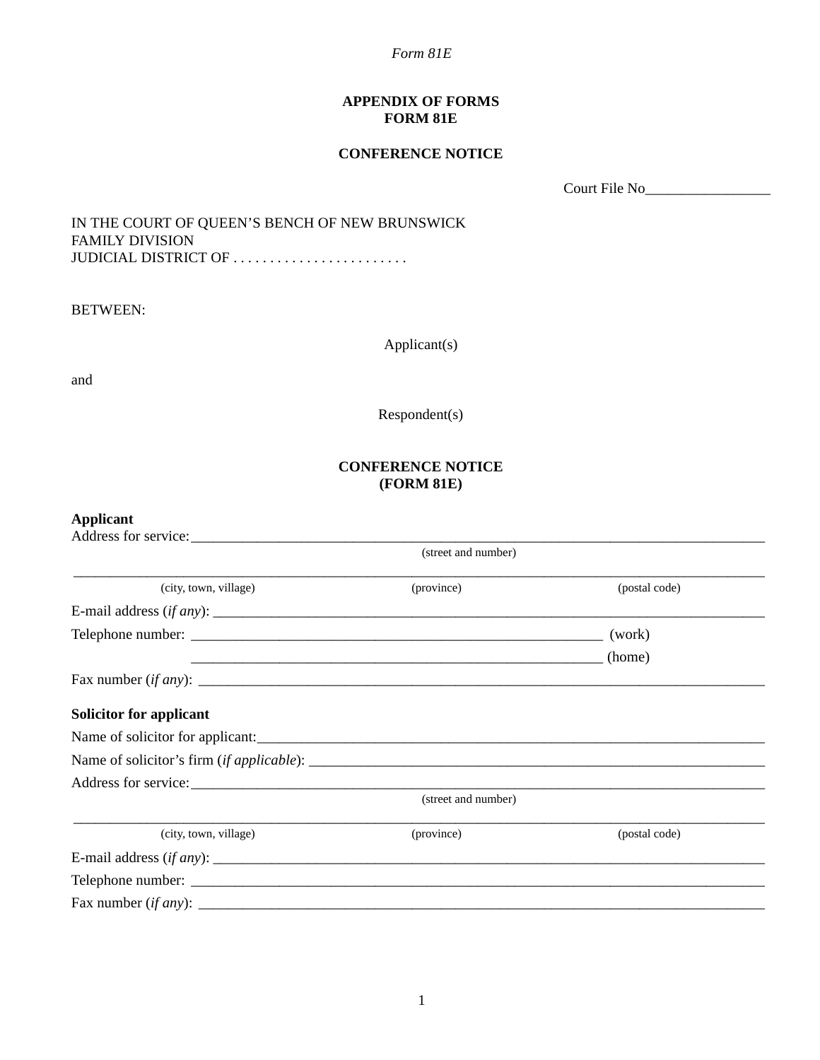*Form 81E*

**APPENDIX OF FORMS**
**FORM 81E**

**CONFERENCE NOTICE**

Court File No_________________

IN THE COURT OF QUEEN'S BENCH OF NEW BRUNSWICK
FAMILY DIVISION
JUDICIAL DISTRICT OF . . . . . . . . . . . . . . . . . . . . . . . .

BETWEEN:

Applicant(s)

and

Respondent(s)

**CONFERENCE NOTICE**
**(FORM 81E)**

**Applicant**

Address for service:_______________________________________________________________
(street and number)

___________________________________________________________________________
(city, town, village) (province) (postal code)

E-mail address (*if any*): ____________________________________________________________

Telephone number: _______________________________________________ (work)

_______________________________________________ (home)

Fax number (*if any*): ______________________________________________________________

**Solicitor for applicant**

Name of solicitor for applicant:______________________________________________________

Name of solicitor's firm (*if applicable*): ______________________________________________

Address for service:_______________________________________________________________
(street and number)

___________________________________________________________________________
(city, town, village) (province) (postal code)

E-mail address (*if any*): ____________________________________________________________

Telephone number: ________________________________________________________________

Fax number (*if any*): ______________________________________________________________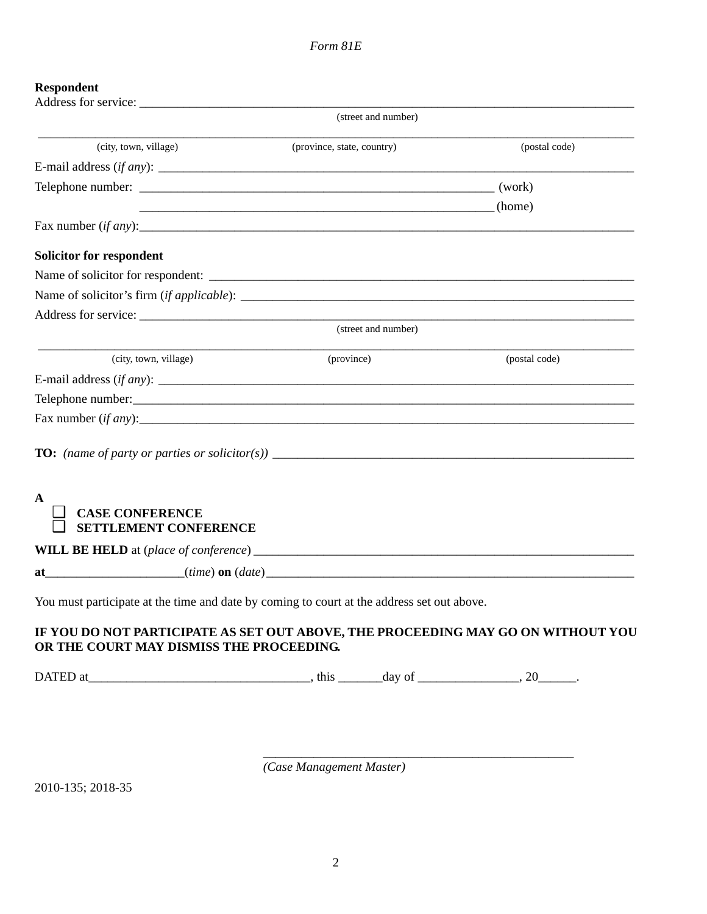*Form 81E*

**Respondent**

Address for service: ___________________________________________________________________________

(street and number)

______________________________________________________________________________________

(city, town, village) (province, state, country) (postal code)

E-mail address (*if any*): _______________________________________________________________________

Telephone number: _____________________________________________________ (work)

_____________________________________________________ (home)

Fax number (*if any*):___________________________________________________________________________

**Solicitor for respondent**

Name of solicitor for respondent: _______________________________________________________________

Name of solicitor's firm (*if applicable*): _________________________________________________________

Address for service: ___________________________________________________________________________

(street and number)

______________________________________________________________________________________

(city, town, village) (province) (postal code)

E-mail address (*if any*): _______________________________________________________________________

Telephone number:______________________________________________________________________________

Fax number (*if any*):___________________________________________________________________________

**TO:** *(name of party or parties or solicitor(s))* ____________________________________________________

**A**

- ❑ **CASE CONFERENCE**
- ❑ **SETTLEMENT CONFERENCE**

**WILL BE HELD** at (*place of conference*) _______________________________________________________

**at**____________________(*time*) **on** (*date*)__________________________________________________________

You must participate at the time and date by coming to court at the address set out above.

**IF YOU DO NOT PARTICIPATE AS SET OUT ABOVE, THE PROCEEDING MAY GO ON WITHOUT YOU OR THE COURT MAY DISMISS THE PROCEEDING.**

DATED at__________________________________, this _______day of _______________, 20______.

_______________________________________________

*(Case Management Master)*

2010-135; 2018-35